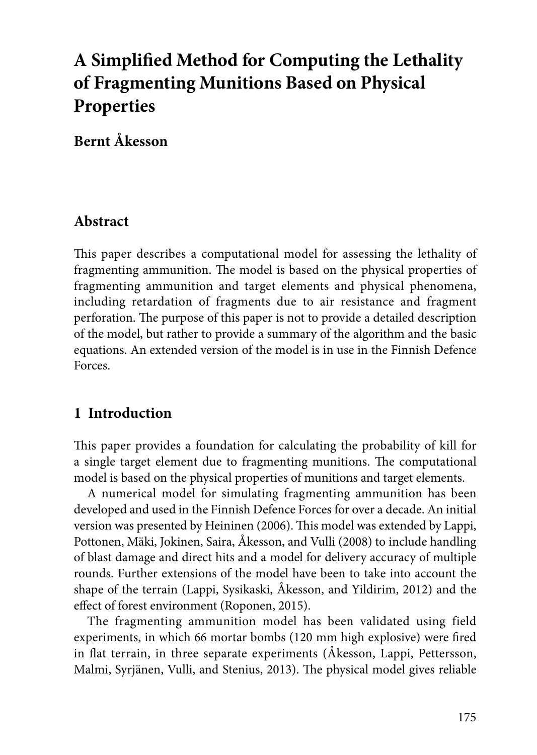# A Simplified Method for Computing the Lethality of Fragmenting Munitions Based on Physical Properties

**Bernt Åkesson**

## Abstract

This paper describes a computational model for assessing the lethality of fragmenting ammunition. The model is based on the physical properties of fragmenting ammunition and target elements and physical phenomena, including retardation of fragments due to air resistance and fragment perforation. The purpose of this paper is not to provide a detailed description of the model, but rather to provide a summary of the algorithm and the basic equations. An extended version of the model is in use in the Finnish Defence Forces.

## 1 Introduction

This paper provides a foundation for calculating the probability of kill for a single target element due to fragmenting munitions. The computational model is based on the physical properties of munitions and target elements.

A numerical model for simulating fragmenting ammunition has been developed and used in the Finnish Defence Forces for over a decade. An initial version was presented by Heininen (2006). This model was extended by Lappi, Pottonen, Mäki, Jokinen, Saira, Åkesson, and Vulli (2008) to include handling of blast damage and direct hits and a model for delivery accuracy of multiple rounds. Further extensions of the model have been to take into account the shape of the terrain (Lappi, Sysikaski, Åkesson, and Yildirim, 2012) and the effect of forest environment (Roponen, 2015).

The fragmenting ammunition model has been validated using field experiments, in which 66 mortar bombs (120 mm high explosive) were fired in flat terrain, in three separate experiments (Åkesson, Lappi, Pettersson, Malmi, Syrjänen, Vulli, and Stenius, 2013). The physical model gives reliable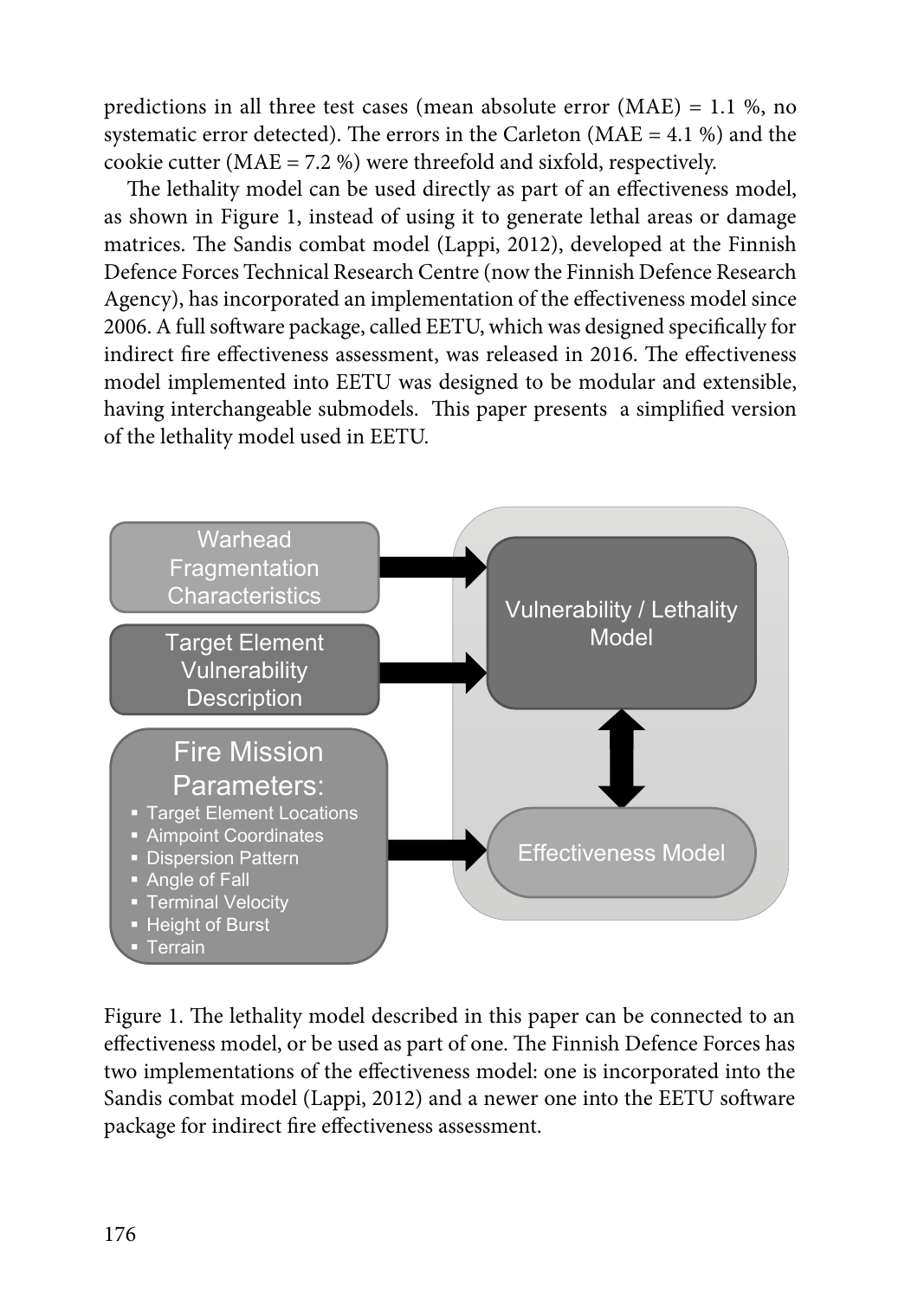predictions in all three test cases (mean absolute error (MAE) = 1.1 %, no systematic error detected). The errors in the Carleton (MAE = 4.1 %) and the cookie cutter (MAE = 7.2 %) were threefold and sixfold, respectively.

The lethality model can be used directly as part of an effectiveness model, as shown in Figure 1, instead of using it to generate lethal areas or damage matrices. The Sandis combat model (Lappi, 2012), developed at the Finnish Defence Forces Technical Research Centre (now the Finnish Defence Research Agency), has incorporated an implementation of the effectiveness model since 2006. A full software package, called EETU, which was designed specifically for indirect fire effectiveness assessment, was released in 2016. The effectiveness model implemented into EETU was designed to be modular and extensible, having interchangeable submodels. This paper presents a simplified version of the lethality model used in EETU.

Warhead Fragmentation Characteristics

Target Element Vulnerability Description

Fire Mission Parameters:
- Target Element Locations
- Aimpoint Coordinates
- Dispersion Pattern
- Angle of Fall
- Terminal Velocity
- Height of Burst
- Terrain

Vulnerability / Lethality Model

Effectiveness Model

Figure 1. The lethality model described in this paper can be connected to an effectiveness model, or be used as part of one. The Finnish Defence Forces has two implementations of the effectiveness model: one is incorporated into the Sandis combat model (Lappi, 2012) and a newer one into the EETU software package for indirect fire effectiveness assessment.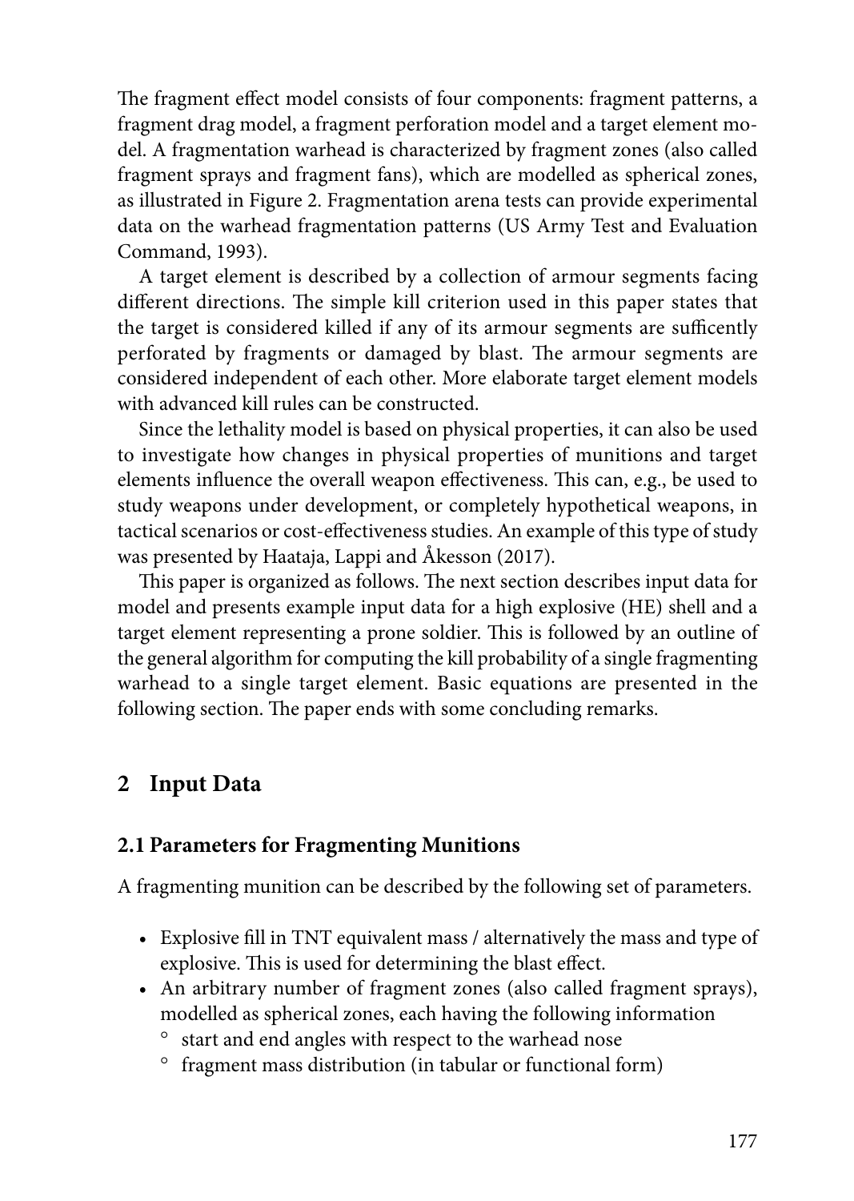The fragment effect model consists of four components: fragment patterns, a fragment drag model, a fragment perforation model and a target element model. A fragmentation warhead is characterized by fragment zones (also called fragment sprays and fragment fans), which are modelled as spherical zones, as illustrated in Figure 2. Fragmentation arena tests can provide experimental data on the warhead fragmentation patterns (US Army Test and Evaluation Command, 1993).

A target element is described by a collection of armour segments facing different directions. The simple kill criterion used in this paper states that the target is considered killed if any of its armour segments are sufficently perforated by fragments or damaged by blast. The armour segments are considered independent of each other. More elaborate target element models with advanced kill rules can be constructed.

Since the lethality model is based on physical properties, it can also be used to investigate how changes in physical properties of munitions and target elements influence the overall weapon effectiveness. This can, e.g., be used to study weapons under development, or completely hypothetical weapons, in tactical scenarios or cost-effectiveness studies. An example of this type of study was presented by Haataja, Lappi and Åkesson (2017).

This paper is organized as follows. The next section describes input data for model and presents example input data for a high explosive (HE) shell and a target element representing a prone soldier. This is followed by an outline of the general algorithm for computing the kill probability of a single fragmenting warhead to a single target element. Basic equations are presented in the following section. The paper ends with some concluding remarks.

## 2 Input Data

### 2.1 Parameters for Fragmenting Munitions

A fragmenting munition can be described by the following set of parameters.

- Explosive fill in TNT equivalent mass / alternatively the mass and type of explosive. This is used for determining the blast effect.
- An arbitrary number of fragment zones (also called fragment sprays), modelled as spherical zones, each having the following information
  - start and end angles with respect to the warhead nose
  - fragment mass distribution (in tabular or functional form)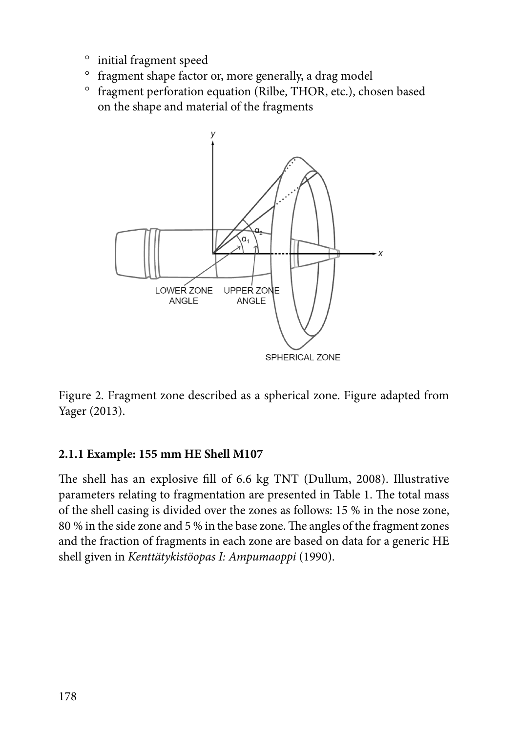- initial fragment speed
- fragment shape factor or, more generally, a drag model
- fragment perforation equation (Rilbe, THOR, etc.), chosen based on the shape and material of the fragments

Figure 2. Fragment zone described as a spherical zone. Figure adapted from Yager (2013).

### 2.1.1 Example: 155 mm HE Shell M107

The shell has an explosive fill of 6.6 kg TNT (Dullum, 2008). Illustrative parameters relating to fragmentation are presented in Table 1. The total mass of the shell casing is divided over the zones as follows: 15 % in the nose zone, 80 % in the side zone and 5 % in the base zone. The angles of the fragment zones and the fraction of fragments in each zone are based on data for a generic HE shell given in *Kenttätykistöopas I: Ampumaoppi* (1990).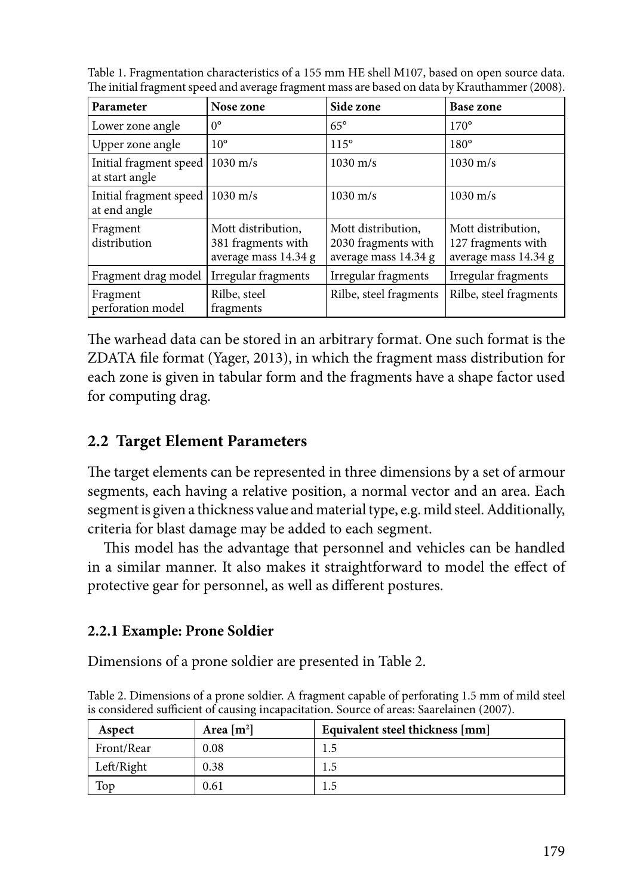Table 1. Fragmentation characteristics of a 155 mm HE shell M107, based on open source data. The initial fragment speed and average fragment mass are based on data by Krauthammer (2008).

| Parameter | Nose zone | Side zone | Base zone |
|---|---|---|---|
| Lower zone angle | 0° | 65° | 170° |
| Upper zone angle | 10° | 115° | 180° |
| Initial fragment speed at start angle | 1030 m/s | 1030 m/s | 1030 m/s |
| Initial fragment speed at end angle | 1030 m/s | 1030 m/s | 1030 m/s |
| Fragment distribution | Mott distribution, 381 fragments with average mass 14.34 g | Mott distribution, 2030 fragments with average mass 14.34 g | Mott distribution, 127 fragments with average mass 14.34 g |
| Fragment drag model | Irregular fragments | Irregular fragments | Irregular fragments |
| Fragment perforation model | Rilbe, steel fragments | Rilbe, steel fragments | Rilbe, steel fragments |

The warhead data can be stored in an arbitrary format. One such format is the ZDATA file format (Yager, 2013), in which the fragment mass distribution for each zone is given in tabular form and the fragments have a shape factor used for computing drag.

## 2.2 Target Element Parameters

The target elements can be represented in three dimensions by a set of armour segments, each having a relative position, a normal vector and an area. Each segment is given a thickness value and material type, e.g. mild steel. Additionally, criteria for blast damage may be added to each segment.

This model has the advantage that personnel and vehicles can be handled in a similar manner. It also makes it straightforward to model the effect of protective gear for personnel, as well as different postures.

### 2.2.1 Example: Prone Soldier

Dimensions of a prone soldier are presented in Table 2.

Table 2. Dimensions of a prone soldier. A fragment capable of perforating 1.5 mm of mild steel is considered sufficient of causing incapacitation. Source of areas: Saarelainen (2007).

| Aspect | Area [$m^2$] | Equivalent steel thickness [mm] |
|---|---|---|
| Front/Rear | 0.08 | 1.5 |
| Left/Right | 0.38 | 1.5 |
| Top | 0.61 | 1.5 |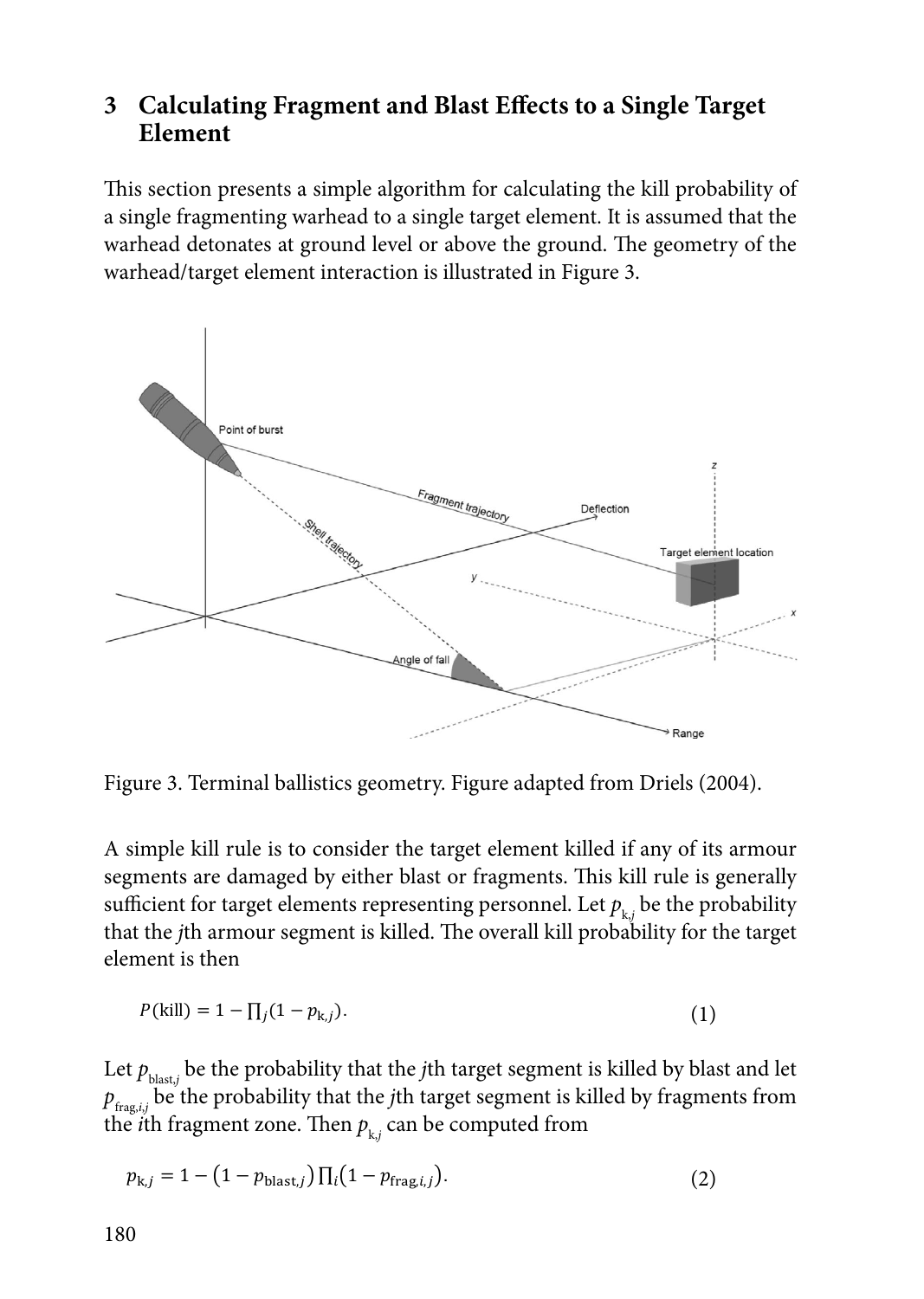## 3 Calculating Fragment and Blast Effects to a Single Target Element

This section presents a simple algorithm for calculating the kill probability of a single fragmenting warhead to a single target element. It is assumed that the warhead detonates at ground level or above the ground. The geometry of the warhead/target element interaction is illustrated in Figure 3.

Figure 3. Terminal ballistics geometry. Figure adapted from Driels (2004).

A simple kill rule is to consider the target element killed if any of its armour segments are damaged by either blast or fragments. This kill rule is generally sufficient for target elements representing personnel. Let $p_{k,j}$ be the probability that the $j$th armour segment is killed. The overall kill probability for the target element is then

$$P(\text{kill}) = 1 - \prod_j (1 - p_{k,j}). \tag{1}$$

Let $p_{\text{blast},j}$ be the probability that the $j$th target segment is killed by blast and let $p_{\text{frag},i,j}$ be the probability that the $j$th target segment is killed by fragments from the $i$th fragment zone. Then $p_{k,j}$ can be computed from

$$p_{k,j} = 1 - \left(1 - p_{\text{blast},j}\right) \prod_i \left(1 - p_{\text{frag},i,j}\right). \tag{2}$$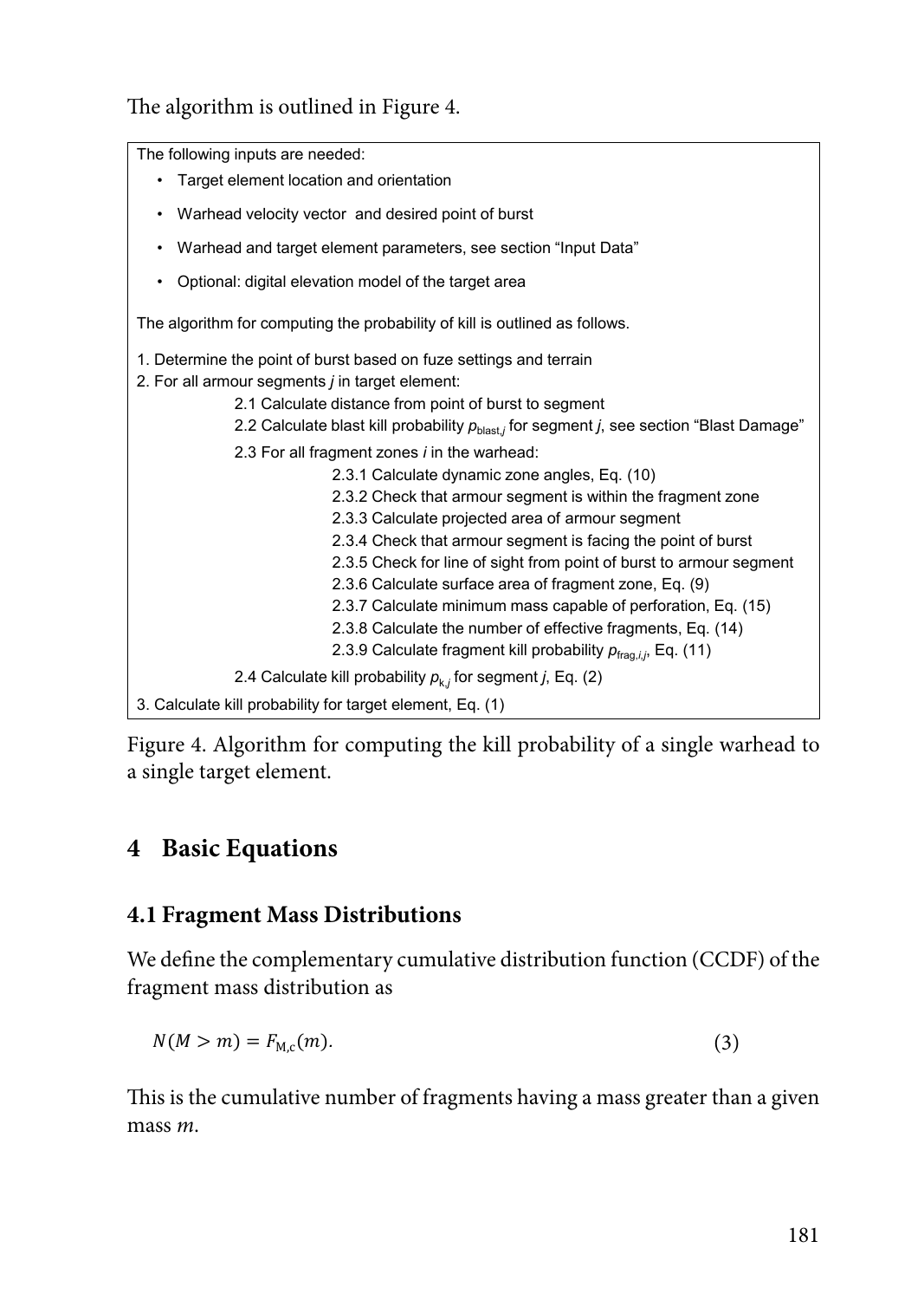The algorithm is outlined in Figure 4.

The following inputs are needed:

- Target element location and orientation
- Warhead velocity vector and desired point of burst
- Warhead and target element parameters, see section "Input Data"
- Optional: digital elevation model of the target area

The algorithm for computing the probability of kill is outlined as follows.

1. Determine the point of burst based on fuze settings and terrain
2. For all armour segments *j* in target element:
    - 2.1 Calculate distance from point of burst to segment
    - 2.2 Calculate blast kill probability $p_{\text{blast},j}$ for segment *j*, see section "Blast Damage"
    - 2.3 For all fragment zones *i* in the warhead:
        - 2.3.1 Calculate dynamic zone angles, Eq. (10)
        - 2.3.2 Check that armour segment is within the fragment zone
        - 2.3.3 Calculate projected area of armour segment
        - 2.3.4 Check that armour segment is facing the point of burst
        - 2.3.5 Check for line of sight from point of burst to armour segment
        - 2.3.6 Calculate surface area of fragment zone, Eq. (9)
        - 2.3.7 Calculate minimum mass capable of perforation, Eq. (15)
        - 2.3.8 Calculate the number of effective fragments, Eq. (14)
        - 2.3.9 Calculate fragment kill probability $p_{\text{frag},i,j}$, Eq. (11)
    - 2.4 Calculate kill probability $p_{\text{k},j}$ for segment *j*, Eq. (2)
3. Calculate kill probability for target element, Eq. (1)

Figure 4. Algorithm for computing the kill probability of a single warhead to a single target element.

# 4 Basic Equations

## 4.1 Fragment Mass Distributions

We define the complementary cumulative distribution function (CCDF) of the fragment mass distribution as

$$N(M > m) = F_{\text{M,c}}(m). \tag{3}$$

This is the cumulative number of fragments having a mass greater than a given mass *m*.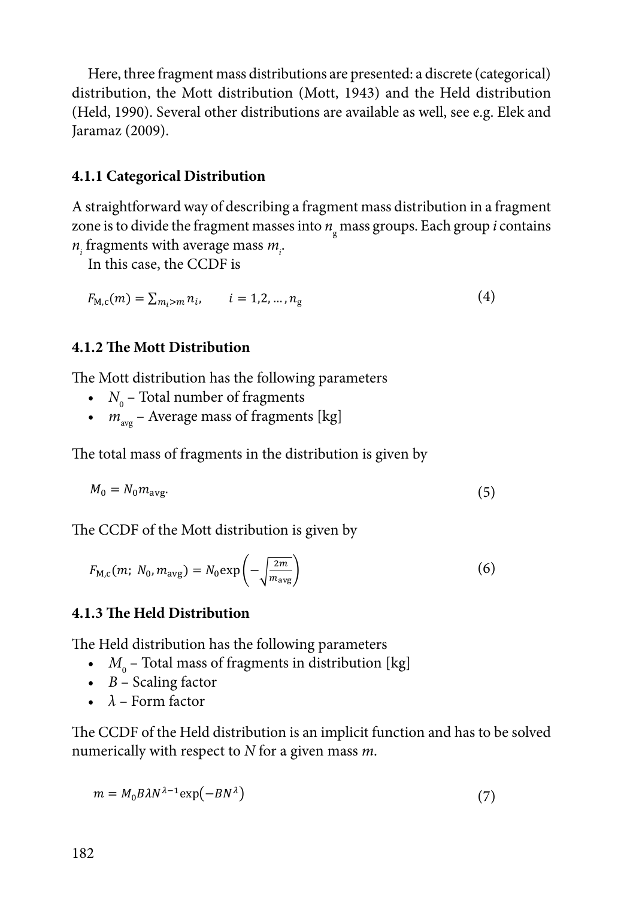Here, three fragment mass distributions are presented: a discrete (categorical) distribution, the Mott distribution (Mott, 1943) and the Held distribution (Held, 1990). Several other distributions are available as well, see e.g. Elek and Jaramaz (2009).

### 4.1.1 Categorical Distribution

A straightforward way of describing a fragment mass distribution in a fragment zone is to divide the fragment masses into $n_g$ mass groups. Each group $i$ contains $n_i$ fragments with average mass $m_i$.

In this case, the CCDF is

$$F_{M,c}(m) = \sum_{m_i > m} n_i, \qquad i = 1, 2, \ldots, n_g \tag{4}$$

### 4.1.2 The Mott Distribution

The Mott distribution has the following parameters

- $N_0$ – Total number of fragments
- $m_{avg}$ – Average mass of fragments [kg]

The total mass of fragments in the distribution is given by

$$M_0 = N_0 m_{avg}. \tag{5}$$

The CCDF of the Mott distribution is given by

$$F_{M,c}(m;\ N_0, m_{avg}) = N_0 \exp\left(-\sqrt{\frac{2m}{m_{avg}}}\right) \tag{6}$$

### 4.1.3 The Held Distribution

The Held distribution has the following parameters

- $M_0$ – Total mass of fragments in distribution [kg]
- $B$ – Scaling factor
- $\lambda$ – Form factor

The CCDF of the Held distribution is an implicit function and has to be solved numerically with respect to $N$ for a given mass $m$.

$$m = M_0 B \lambda N^{\lambda - 1} \exp\left(-B N^{\lambda}\right) \tag{7}$$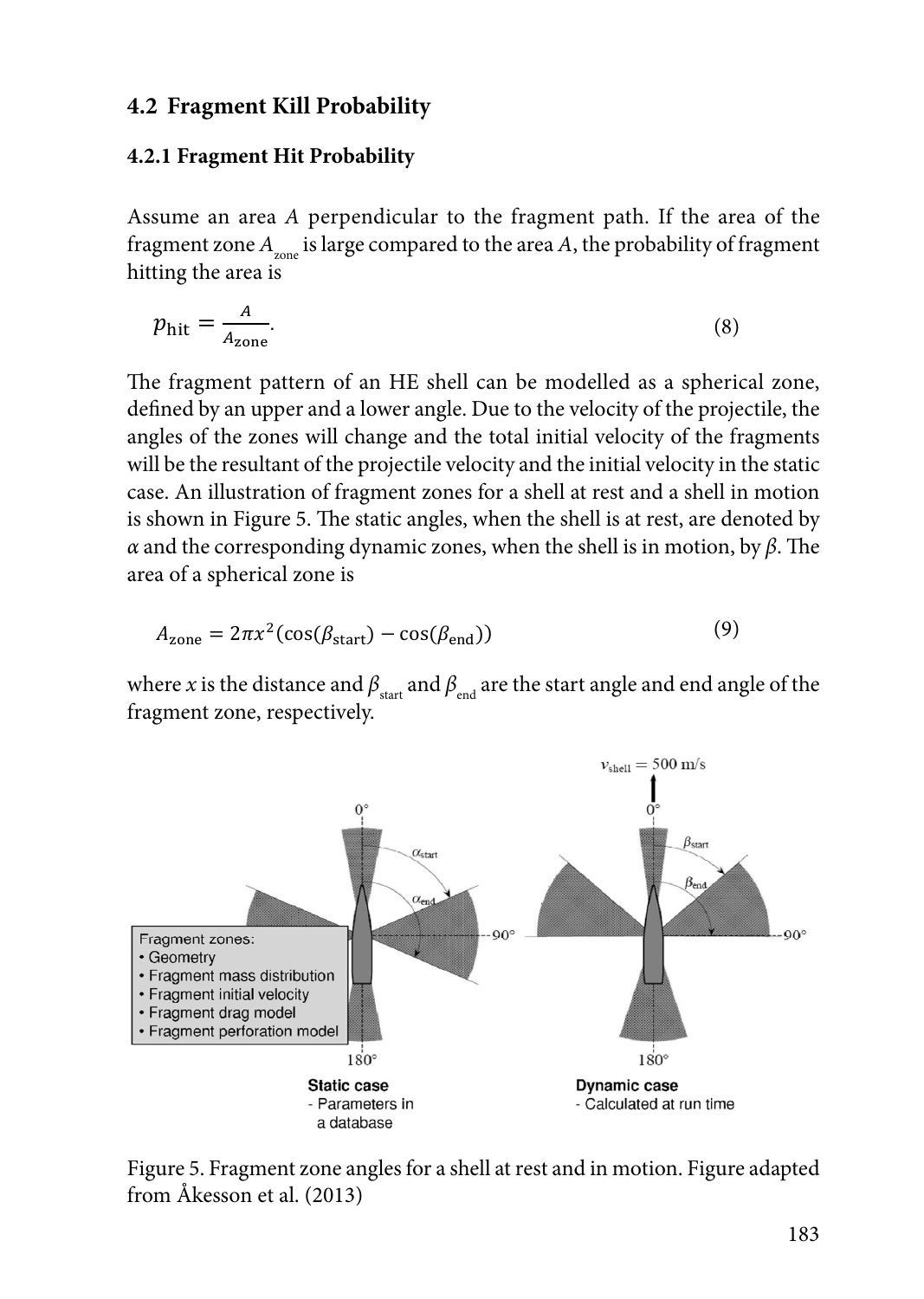## 4.2 Fragment Kill Probability

### 4.2.1 Fragment Hit Probability

Assume an area $A$ perpendicular to the fragment path. If the area of the fragment zone $A_{zone}$ is large compared to the area $A$, the probability of fragment hitting the area is

$$p_{\text{hit}} = \frac{A}{A_{\text{zone}}}. \tag{8}$$

The fragment pattern of an HE shell can be modelled as a spherical zone, defined by an upper and a lower angle. Due to the velocity of the projectile, the angles of the zones will change and the total initial velocity of the fragments will be the resultant of the projectile velocity and the initial velocity in the static case. An illustration of fragment zones for a shell at rest and a shell in motion is shown in Figure 5. The static angles, when the shell is at rest, are denoted by $\alpha$ and the corresponding dynamic zones, when the shell is in motion, by $\beta$. The area of a spherical zone is

$$A_{\text{zone}} = 2\pi x^2(\cos(\beta_{\text{start}}) - \cos(\beta_{\text{end}})) \tag{9}$$

where $x$ is the distance and $\beta_{start}$ and $\beta_{end}$ are the start angle and end angle of the fragment zone, respectively.

Figure 5. Fragment zone angles for a shell at rest and in motion. Figure adapted from Åkesson et al. (2013)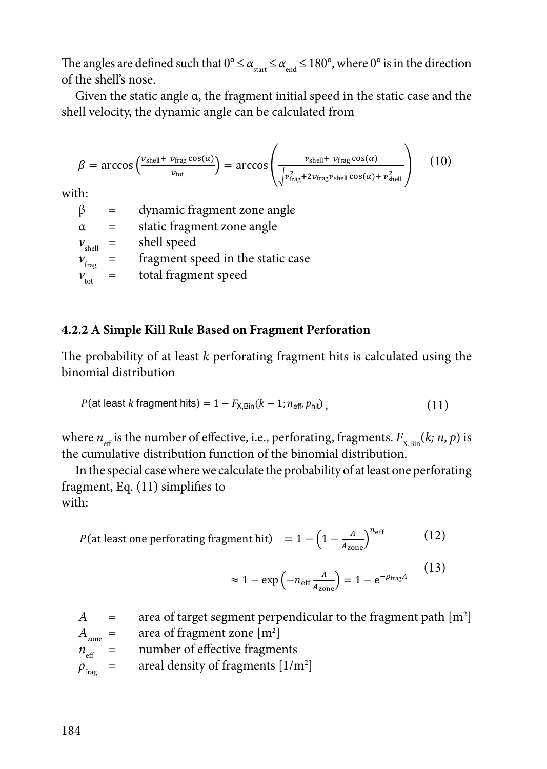The angles are defined such that $0° \leq \alpha_{start} \leq \alpha_{end} \leq 180°$, where 0° is in the direction of the shell's nose.

Given the static angle α, the fragment initial speed in the static case and the shell velocity, the dynamic angle can be calculated from

$$\beta = \arccos\left(\frac{v_{\text{shell}} + v_{\text{frag}}\cos(\alpha)}{v_{\text{tot}}}\right) = \arccos\left(\frac{v_{\text{shell}} + v_{\text{frag}}\cos(\alpha)}{\sqrt{v_{\text{frag}}^2 + 2v_{\text{frag}}v_{\text{shell}}\cos(\alpha) + v_{\text{shell}}^2}}\right) \quad (10)$$

with:

| | | |
|---|---|---|
| $\beta$ | = | dynamic fragment zone angle |
| $\alpha$ | = | static fragment zone angle |
| $v_{shell}$ | = | shell speed |
| $v_{frag}$ | = | fragment speed in the static case |
| $v_{tot}$ | = | total fragment speed |

### 4.2.2 A Simple Kill Rule Based on Fragment Perforation

The probability of at least $k$ perforating fragment hits is calculated using the binomial distribution

$$P(\text{at least } k \text{ fragment hits}) = 1 - F_{\text{X,Bin}}(k-1; n_{\text{eff}}, p_{\text{hit}}), \quad (11)$$

where $n_{eff}$ is the number of effective, i.e., perforating, fragments. $F_{X,Bin}(k; n, p)$ is the cumulative distribution function of the binomial distribution.

In the special case where we calculate the probability of at least one perforating fragment, Eq. (11) simplifies to
with:

$$P(\text{at least one perforating fragment hit}) = 1 - \left(1 - \frac{A}{A_{\text{zone}}}\right)^{n_{\text{eff}}} \quad (12)$$

$$\approx 1 - \exp\left(-n_{\text{eff}}\frac{A}{A_{\text{zone}}}\right) = 1 - e^{-\rho_{\text{frag}}A} \quad (13)$$

| | | |
|---|---|---|
| $A$ | = | area of target segment perpendicular to the fragment path [m$^2$] |
| $A_{zone}$ | = | area of fragment zone [m$^2$] |
| $n_{eff}$ | = | number of effective fragments |
| $\rho_{frag}$ | = | areal density of fragments [1/m$^2$] |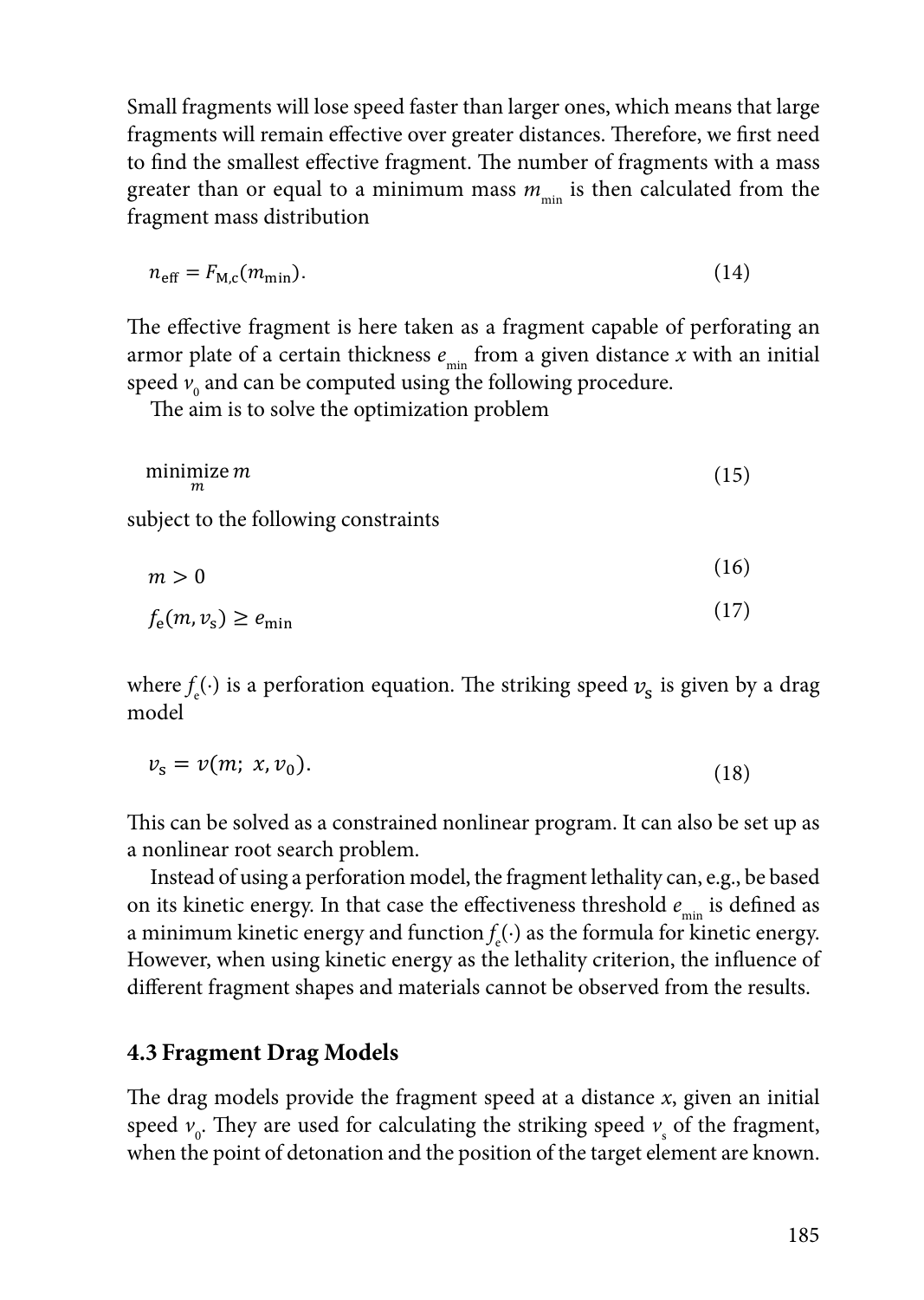Small fragments will lose speed faster than larger ones, which means that large fragments will remain effective over greater distances. Therefore, we first need to find the smallest effective fragment. The number of fragments with a mass greater than or equal to a minimum mass $m_{min}$ is then calculated from the fragment mass distribution

$$n_{\text{eff}} = F_{\text{M,c}}(m_{\text{min}}). \tag{14}$$

The effective fragment is here taken as a fragment capable of perforating an armor plate of a certain thickness $e_{min}$ from a given distance $x$ with an initial speed $v_0$ and can be computed using the following procedure.

The aim is to solve the optimization problem

$$\underset{m}{\text{minimize}}\, m \tag{15}$$

subject to the following constraints

$$m > 0 \tag{16}$$

$$f_{\text{e}}(m, v_{\text{s}}) \geq e_{\text{min}} \tag{17}$$

where $f_e(\cdot)$ is a perforation equation. The striking speed $v_s$ is given by a drag model

$$v_{\text{s}} = v(m;\ x, v_0). \tag{18}$$

This can be solved as a constrained nonlinear program. It can also be set up as a nonlinear root search problem.

Instead of using a perforation model, the fragment lethality can, e.g., be based on its kinetic energy. In that case the effectiveness threshold $e_{min}$ is defined as a minimum kinetic energy and function $f_e(\cdot)$ as the formula for kinetic energy. However, when using kinetic energy as the lethality criterion, the influence of different fragment shapes and materials cannot be observed from the results.

### 4.3 Fragment Drag Models

The drag models provide the fragment speed at a distance $x$, given an initial speed $v_0$. They are used for calculating the striking speed $v_s$ of the fragment, when the point of detonation and the position of the target element are known.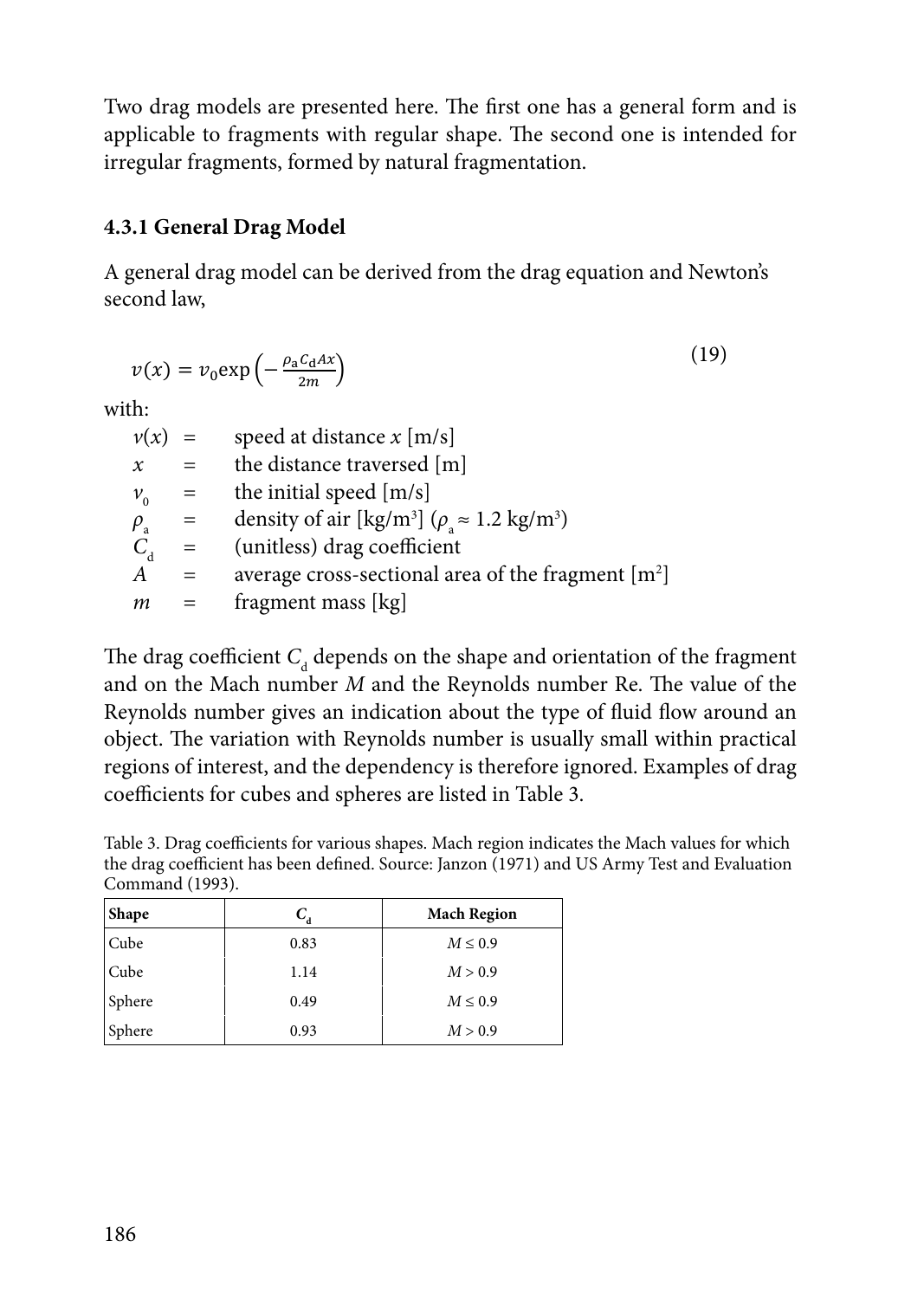Two drag models are presented here. The first one has a general form and is applicable to fragments with regular shape. The second one is intended for irregular fragments, formed by natural fragmentation.

### 4.3.1 General Drag Model

A general drag model can be derived from the drag equation and Newton's second law,

$$v(x) = v_0 \exp\left(-\frac{\rho_a C_d A x}{2m}\right) \tag{19}$$

with:

- $v(x)$ = speed at distance $x$ [m/s]
- $x$ = the distance traversed [m]
- $v_0$ = the initial speed [m/s]
- $\rho_a$ = density of air [kg/m$^3$] ($\rho_a \approx 1.2$ kg/m$^3$)
- $C_d$ = (unitless) drag coefficient
- $A$ = average cross-sectional area of the fragment [m$^2$]
- $m$ = fragment mass [kg]

The drag coefficient $C_d$ depends on the shape and orientation of the fragment and on the Mach number $M$ and the Reynolds number Re. The value of the Reynolds number gives an indication about the type of fluid flow around an object. The variation with Reynolds number is usually small within practical regions of interest, and the dependency is therefore ignored. Examples of drag coefficients for cubes and spheres are listed in Table 3.

Table 3. Drag coefficients for various shapes. Mach region indicates the Mach values for which the drag coefficient has been defined. Source: Janzon (1971) and US Army Test and Evaluation Command (1993).

| Shape | $C_d$ | Mach Region |
|---|---|---|
| Cube | 0.83 | $M \leq 0.9$ |
| Cube | 1.14 | $M > 0.9$ |
| Sphere | 0.49 | $M \leq 0.9$ |
| Sphere | 0.93 | $M > 0.9$ |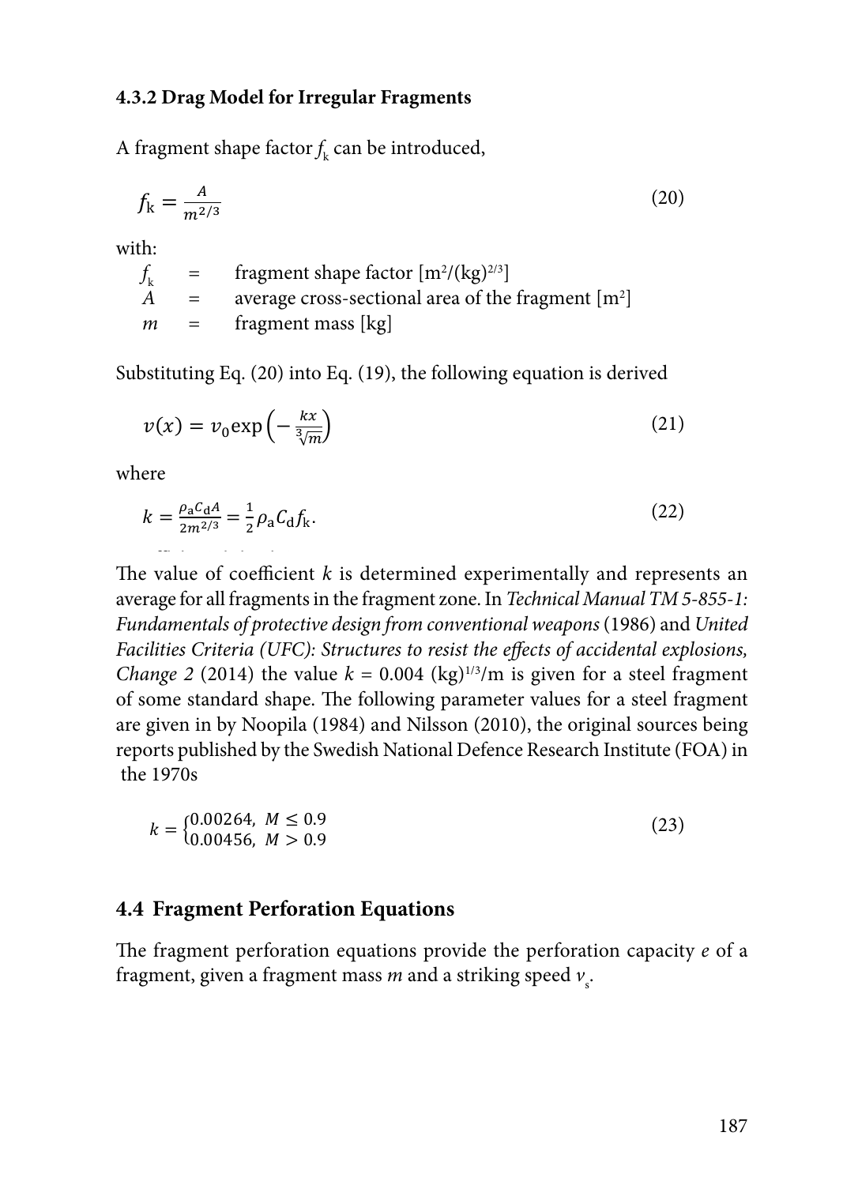### 4.3.2 Drag Model for Irregular Fragments

A fragment shape factor $f_k$ can be introduced,

$$f_k = \frac{A}{m^{2/3}} \tag{20}$$

with:

| | | |
|---|---|---|
| $f_k$ | = | fragment shape factor [$m^2/(kg)^{2/3}$] |
| $A$ | = | average cross-sectional area of the fragment [$m^2$] |
| $m$ | = | fragment mass [kg] |

Substituting Eq. (20) into Eq. (19), the following equation is derived

$$v(x) = v_0 \exp\left(-\frac{kx}{\sqrt[3]{m}}\right) \tag{21}$$

where

$$k = \frac{\rho_a C_d A}{2m^{2/3}} = \frac{1}{2}\rho_a C_d f_k. \tag{22}$$

The value of coefficient $k$ is determined experimentally and represents an average for all fragments in the fragment zone. In *Technical Manual TM 5-855-1: Fundamentals of protective design from conventional weapons* (1986) and *United Facilities Criteria (UFC): Structures to resist the effects of accidental explosions, Change 2* (2014) the value $k = 0.004$ $(kg)^{1/3}/m$ is given for a steel fragment of some standard shape. The following parameter values for a steel fragment are given in by Noopila (1984) and Nilsson (2010), the original sources being reports published by the Swedish National Defence Research Institute (FOA) in the 1970s

$$k = \begin{cases} 0.00264, & M \leq 0.9 \\ 0.00456, & M > 0.9 \end{cases} \tag{23}$$

## 4.4 Fragment Perforation Equations

The fragment perforation equations provide the perforation capacity $e$ of a fragment, given a fragment mass $m$ and a striking speed $v_s$.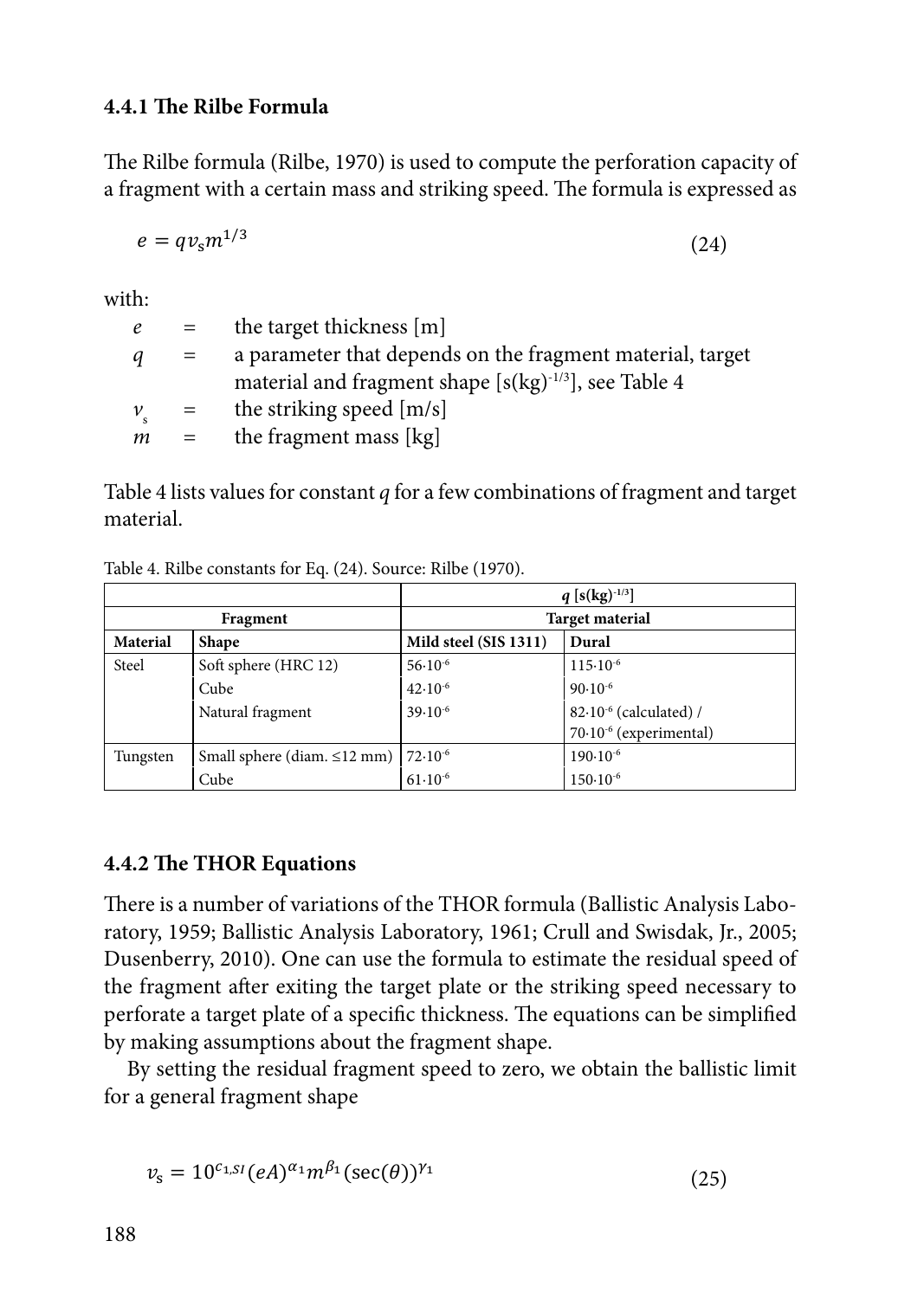### 4.4.1 The Rilbe Formula

The Rilbe formula (Rilbe, 1970) is used to compute the perforation capacity of a fragment with a certain mass and striking speed. The formula is expressed as

$$e = q v_s m^{1/3} \tag{24}$$

with:

| | | |
|---|---|---|
| $e$ | = | the target thickness [m] |
| $q$ | = | a parameter that depends on the fragment material, target material and fragment shape [s(kg)$^{-1/3}$], see Table 4 |
| $v_s$ | = | the striking speed [m/s] |
| $m$ | = | the fragment mass [kg] |

Table 4 lists values for constant $q$ for a few combinations of fragment and target material.

Table 4. Rilbe constants for Eq. (24). Source: Rilbe (1970).

| | | $q$ [s(kg)$^{-1/3}$] | |
|---|---|---|---|
| **Fragment** | | **Target material** | |
| **Material** | **Shape** | **Mild steel (SIS 1311)** | **Dural** |
| Steel | Soft sphere (HRC 12) | $56 \cdot 10^{-6}$ | $115 \cdot 10^{-6}$ |
| | Cube | $42 \cdot 10^{-6}$ | $90 \cdot 10^{-6}$ |
| | Natural fragment | $39 \cdot 10^{-6}$ | $82 \cdot 10^{-6}$ (calculated) / $70 \cdot 10^{-6}$ (experimental) |
| Tungsten | Small sphere (diam. ≤12 mm) | $72 \cdot 10^{-6}$ | $190 \cdot 10^{-6}$ |
| | Cube | $61 \cdot 10^{-6}$ | $150 \cdot 10^{-6}$ |

### 4.4.2 The THOR Equations

There is a number of variations of the THOR formula (Ballistic Analysis Laboratory, 1959; Ballistic Analysis Laboratory, 1961; Crull and Swisdak, Jr., 2005; Dusenberry, 2010). One can use the formula to estimate the residual speed of the fragment after exiting the target plate or the striking speed necessary to perforate a target plate of a specific thickness. The equations can be simplified by making assumptions about the fragment shape.

By setting the residual fragment speed to zero, we obtain the ballistic limit for a general fragment shape

$$v_s = 10^{c_{1,SI}} (eA)^{\alpha_1} m^{\beta_1} (\sec(\theta))^{\gamma_1} \tag{25}$$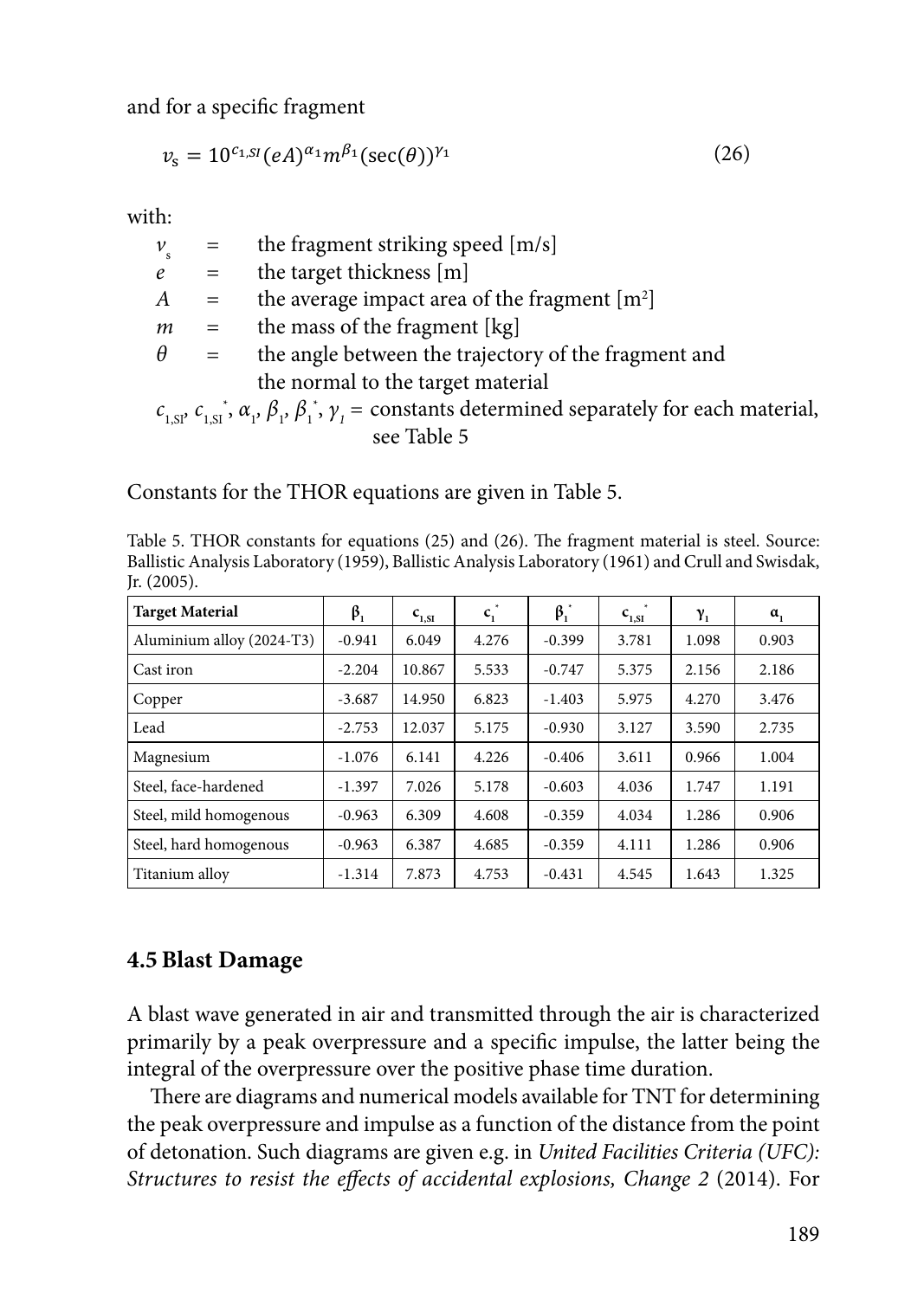and for a specific fragment

$$v_s = 10^{c_{1,SI}}(eA)^{\alpha_1} m^{\beta_1} (\sec(\theta))^{\gamma_1} \tag{26}$$

with:

$v_s$ = the fragment striking speed [m/s]
$e$ = the target thickness [m]
$A$ = the average impact area of the fragment [m²]
$m$ = the mass of the fragment [kg]
$\theta$ = the angle between the trajectory of the fragment and the normal to the target material
$c_{1,SI}$, $c_{1,SI}^*$, $\alpha_1$, $\beta_1$, $\beta_1^*$, $\gamma_1$ = constants determined separately for each material, see Table 5

Constants for the THOR equations are given in Table 5.

Table 5. THOR constants for equations (25) and (26). The fragment material is steel. Source: Ballistic Analysis Laboratory (1959), Ballistic Analysis Laboratory (1961) and Crull and Swisdak, Jr. (2005).

| Target Material | $\beta_1$ | $c_{1,SI}$ | $c_1^*$ | $\beta_1^*$ | $c_{1,SI}^*$ | $\gamma_1$ | $\alpha_1$ |
|---|---|---|---|---|---|---|---|
| Aluminium alloy (2024-T3) | -0.941 | 6.049 | 4.276 | -0.399 | 3.781 | 1.098 | 0.903 |
| Cast iron | -2.204 | 10.867 | 5.533 | -0.747 | 5.375 | 2.156 | 2.186 |
| Copper | -3.687 | 14.950 | 6.823 | -1.403 | 5.975 | 4.270 | 3.476 |
| Lead | -2.753 | 12.037 | 5.175 | -0.930 | 3.127 | 3.590 | 2.735 |
| Magnesium | -1.076 | 6.141 | 4.226 | -0.406 | 3.611 | 0.966 | 1.004 |
| Steel, face-hardened | -1.397 | 7.026 | 5.178 | -0.603 | 4.036 | 1.747 | 1.191 |
| Steel, mild homogenous | -0.963 | 6.309 | 4.608 | -0.359 | 4.034 | 1.286 | 0.906 |
| Steel, hard homogenous | -0.963 | 6.387 | 4.685 | -0.359 | 4.111 | 1.286 | 0.906 |
| Titanium alloy | -1.314 | 7.873 | 4.753 | -0.431 | 4.545 | 1.643 | 1.325 |

## 4.5 Blast Damage

A blast wave generated in air and transmitted through the air is characterized primarily by a peak overpressure and a specific impulse, the latter being the integral of the overpressure over the positive phase time duration.

There are diagrams and numerical models available for TNT for determining the peak overpressure and impulse as a function of the distance from the point of detonation. Such diagrams are given e.g. in *United Facilities Criteria (UFC): Structures to resist the effects of accidental explosions, Change 2* (2014). For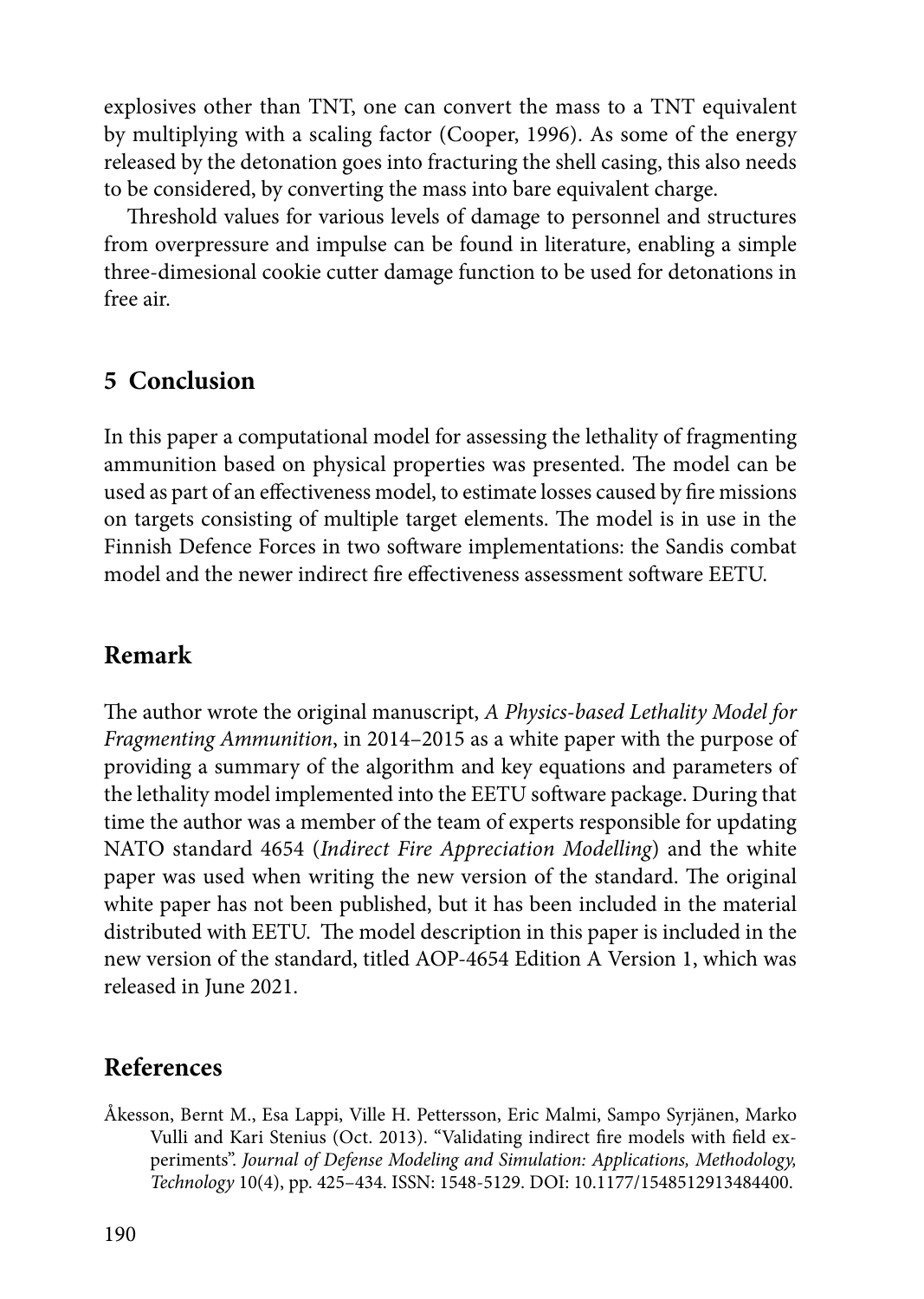explosives other than TNT, one can convert the mass to a TNT equivalent by multiplying with a scaling factor (Cooper, 1996). As some of the energy released by the detonation goes into fracturing the shell casing, this also needs to be considered, by converting the mass into bare equivalent charge.

Threshold values for various levels of damage to personnel and structures from overpressure and impulse can be found in literature, enabling a simple three-dimesional cookie cutter damage function to be used for detonations in free air.

## 5 Conclusion

In this paper a computational model for assessing the lethality of fragmenting ammunition based on physical properties was presented. The model can be used as part of an effectiveness model, to estimate losses caused by fire missions on targets consisting of multiple target elements. The model is in use in the Finnish Defence Forces in two software implementations: the Sandis combat model and the newer indirect fire effectiveness assessment software EETU.

## Remark

The author wrote the original manuscript, *A Physics-based Lethality Model for Fragmenting Ammunition*, in 2014–2015 as a white paper with the purpose of providing a summary of the algorithm and key equations and parameters of the lethality model implemented into the EETU software package. During that time the author was a member of the team of experts responsible for updating NATO standard 4654 (*Indirect Fire Appreciation Modelling*) and the white paper was used when writing the new version of the standard. The original white paper has not been published, but it has been included in the material distributed with EETU. The model description in this paper is included in the new version of the standard, titled AOP-4654 Edition A Version 1, which was released in June 2021.

## References

Åkesson, Bernt M., Esa Lappi, Ville H. Pettersson, Eric Malmi, Sampo Syrjänen, Marko Vulli and Kari Stenius (Oct. 2013). "Validating indirect fire models with field experiments". *Journal of Defense Modeling and Simulation: Applications, Methodology, Technology* 10(4), pp. 425–434. ISSN: 1548-5129. DOI: 10.1177/1548512913484400.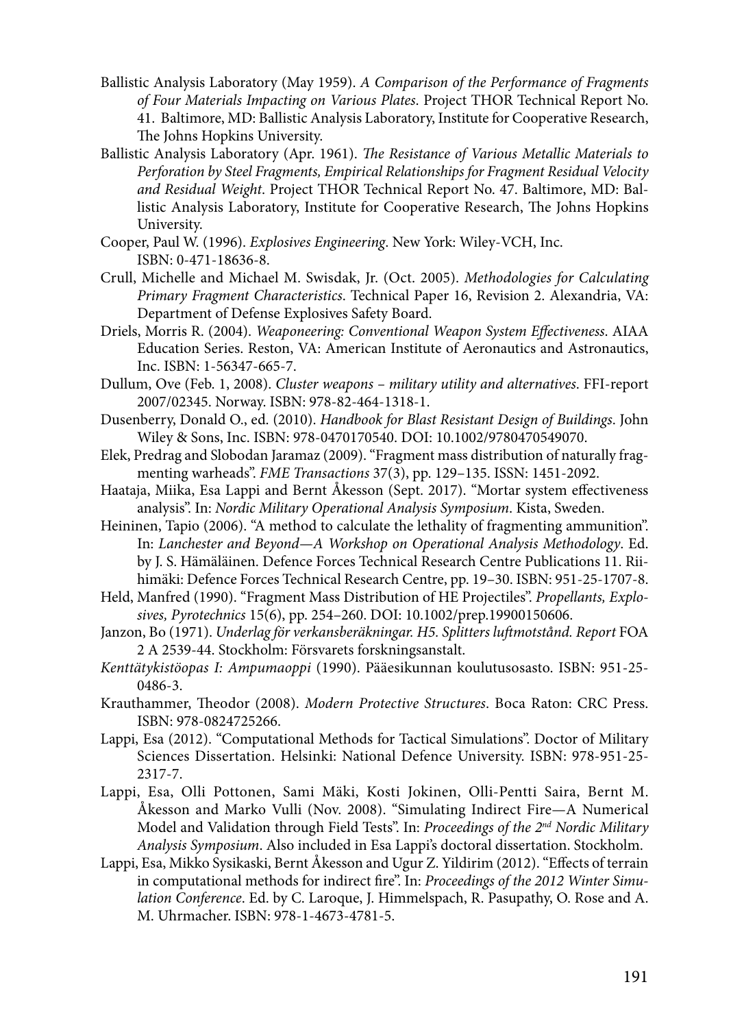Ballistic Analysis Laboratory (May 1959). *A Comparison of the Performance of Fragments of Four Materials Impacting on Various Plates*. Project THOR Technical Report No. 41. Baltimore, MD: Ballistic Analysis Laboratory, Institute for Cooperative Research, The Johns Hopkins University.

Ballistic Analysis Laboratory (Apr. 1961). *The Resistance of Various Metallic Materials to Perforation by Steel Fragments, Empirical Relationships for Fragment Residual Velocity and Residual Weight*. Project THOR Technical Report No. 47. Baltimore, MD: Ballistic Analysis Laboratory, Institute for Cooperative Research, The Johns Hopkins University.

Cooper, Paul W. (1996). *Explosives Engineering*. New York: Wiley-VCH, Inc. ISBN: 0-471-18636-8.

Crull, Michelle and Michael M. Swisdak, Jr. (Oct. 2005). *Methodologies for Calculating Primary Fragment Characteristics*. Technical Paper 16, Revision 2. Alexandria, VA: Department of Defense Explosives Safety Board.

Driels, Morris R. (2004). *Weaponeering: Conventional Weapon System Effectiveness*. AIAA Education Series. Reston, VA: American Institute of Aeronautics and Astronautics, Inc. ISBN: 1-56347-665-7.

Dullum, Ove (Feb. 1, 2008). *Cluster weapons – military utility and alternatives*. FFI-report 2007/02345. Norway. ISBN: 978-82-464-1318-1.

Dusenberry, Donald O., ed. (2010). *Handbook for Blast Resistant Design of Buildings*. John Wiley & Sons, Inc. ISBN: 978-0470170540. DOI: 10.1002/9780470549070.

Elek, Predrag and Slobodan Jaramaz (2009). "Fragment mass distribution of naturally fragmenting warheads". *FME Transactions* 37(3), pp. 129–135. ISSN: 1451-2092.

Haataja, Miika, Esa Lappi and Bernt Åkesson (Sept. 2017). "Mortar system effectiveness analysis". In: *Nordic Military Operational Analysis Symposium*. Kista, Sweden.

Heininen, Tapio (2006). "A method to calculate the lethality of fragmenting ammunition". In: *Lanchester and Beyond—A Workshop on Operational Analysis Methodology*. Ed. by J. S. Hämäläinen. Defence Forces Technical Research Centre Publications 11. Riihimäki: Defence Forces Technical Research Centre, pp. 19–30. ISBN: 951-25-1707-8.

Held, Manfred (1990). "Fragment Mass Distribution of HE Projectiles". *Propellants, Explosives, Pyrotechnics* 15(6), pp. 254–260. DOI: 10.1002/prep.19900150606.

Janzon, Bo (1971). *Underlag för verkansberäkningar. H5. Splitters luftmotstånd. Report* FOA 2 A 2539-44. Stockholm: Försvarets forskningsanstalt.

*Kenttätykistöopas I: Ampumaoppi* (1990). Pääesikunnan koulutusosasto. ISBN: 951-25-0486-3.

Krauthammer, Theodor (2008). *Modern Protective Structures*. Boca Raton: CRC Press. ISBN: 978-0824725266.

Lappi, Esa (2012). "Computational Methods for Tactical Simulations". Doctor of Military Sciences Dissertation. Helsinki: National Defence University. ISBN: 978-951-25-2317-7.

Lappi, Esa, Olli Pottonen, Sami Mäki, Kosti Jokinen, Olli-Pentti Saira, Bernt M. Åkesson and Marko Vulli (Nov. 2008). "Simulating Indirect Fire—A Numerical Model and Validation through Field Tests". In: *Proceedings of the 2nd Nordic Military Analysis Symposium*. Also included in Esa Lappi's doctoral dissertation. Stockholm.

Lappi, Esa, Mikko Sysikaski, Bernt Åkesson and Ugur Z. Yildirim (2012). "Effects of terrain in computational methods for indirect fire". In: *Proceedings of the 2012 Winter Simulation Conference*. Ed. by C. Laroque, J. Himmelspach, R. Pasupathy, O. Rose and A. M. Uhrmacher. ISBN: 978-1-4673-4781-5.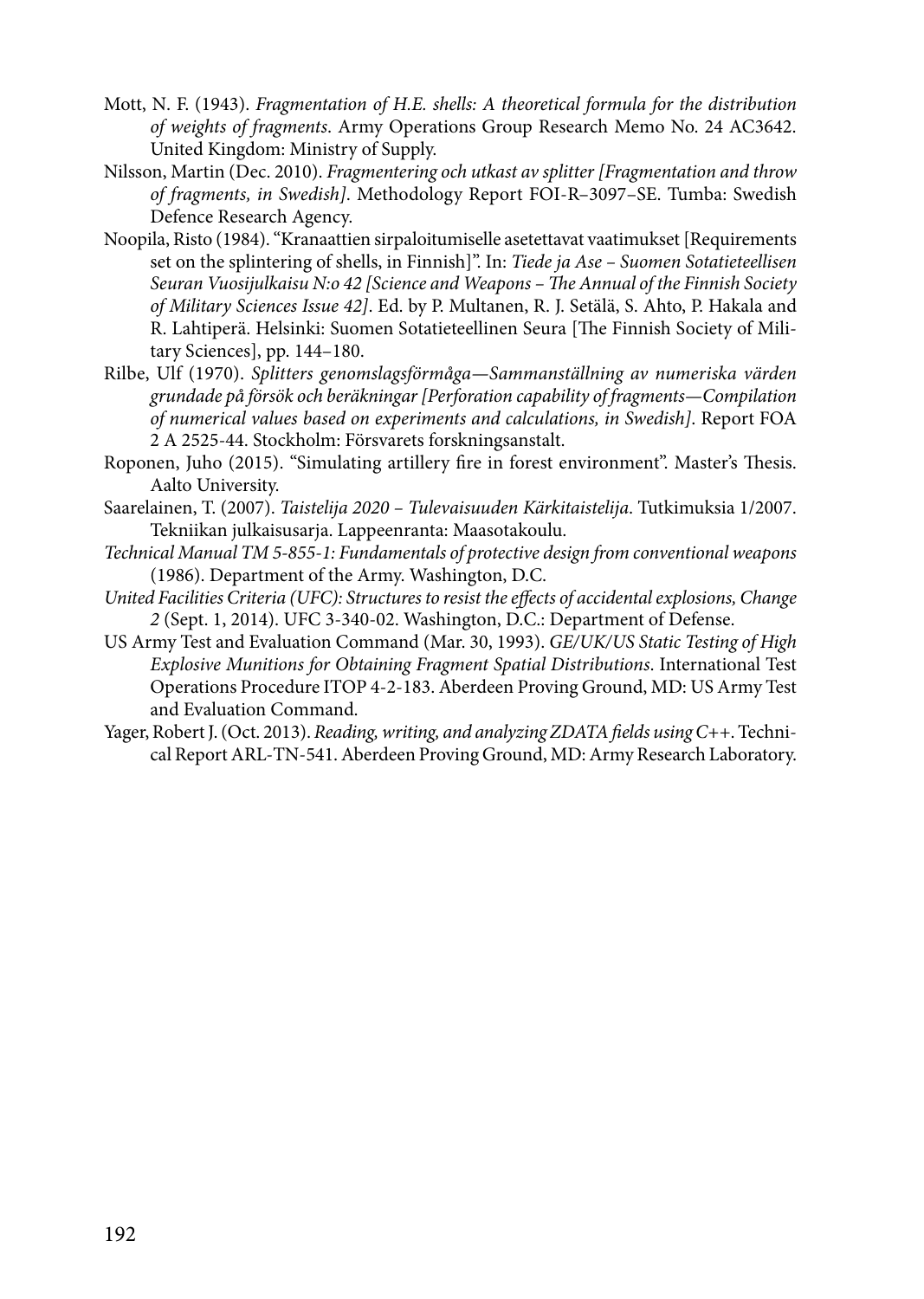Mott, N. F. (1943). *Fragmentation of H.E. shells: A theoretical formula for the distribution of weights of fragments*. Army Operations Group Research Memo No. 24 AC3642. United Kingdom: Ministry of Supply.

Nilsson, Martin (Dec. 2010). *Fragmentering och utkast av splitter [Fragmentation and throw of fragments, in Swedish]*. Methodology Report FOI-R–3097–SE. Tumba: Swedish Defence Research Agency.

Noopila, Risto (1984). "Kranaattien sirpaloitumiselle asetettavat vaatimukset [Requirements set on the splintering of shells, in Finnish]". In: *Tiede ja Ase – Suomen Sotatieteellisen Seuran Vuosijulkaisu N:o 42 [Science and Weapons – The Annual of the Finnish Society of Military Sciences Issue 42]*. Ed. by P. Multanen, R. J. Setälä, S. Ahto, P. Hakala and R. Lahtiperä. Helsinki: Suomen Sotatieteellinen Seura [The Finnish Society of Military Sciences], pp. 144–180.

Rilbe, Ulf (1970). *Splitters genomslagsförmåga—Sammanställning av numeriska värden grundade på försök och beräkningar [Perforation capability of fragments—Compilation of numerical values based on experiments and calculations, in Swedish]*. Report FOA 2 A 2525-44. Stockholm: Försvarets forskningsanstalt.

Roponen, Juho (2015). "Simulating artillery fire in forest environment". Master's Thesis. Aalto University.

Saarelainen, T. (2007). *Taistelija 2020 – Tulevaisuuden Kärkitaistelija*. Tutkimuksia 1/2007. Tekniikan julkaisusarja. Lappeenranta: Maasotakoulu.

*Technical Manual TM 5-855-1: Fundamentals of protective design from conventional weapons* (1986). Department of the Army. Washington, D.C.

*United Facilities Criteria (UFC): Structures to resist the effects of accidental explosions, Change 2* (Sept. 1, 2014). UFC 3-340-02. Washington, D.C.: Department of Defense.

US Army Test and Evaluation Command (Mar. 30, 1993). *GE/UK/US Static Testing of High Explosive Munitions for Obtaining Fragment Spatial Distributions*. International Test Operations Procedure ITOP 4-2-183. Aberdeen Proving Ground, MD: US Army Test and Evaluation Command.

Yager, Robert J. (Oct. 2013). *Reading, writing, and analyzing ZDATA fields using C++*. Technical Report ARL-TN-541. Aberdeen Proving Ground, MD: Army Research Laboratory.